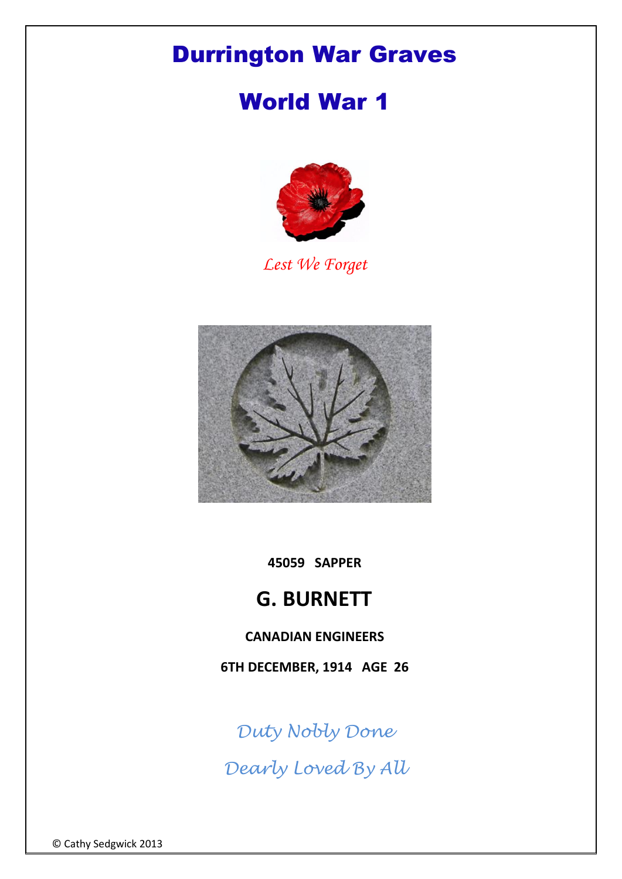# Durrington War Graves

# World War 1

*Lest We Forget*

**45059 SAPPER**

## G. BURNETT

**CANADIAN ENGINEERS**

**6TH DECEMBER, 1914 AGE 26**

*Duty Nobly Done*

*Dearly Loved By All*

© Cathy Sedgwick 2013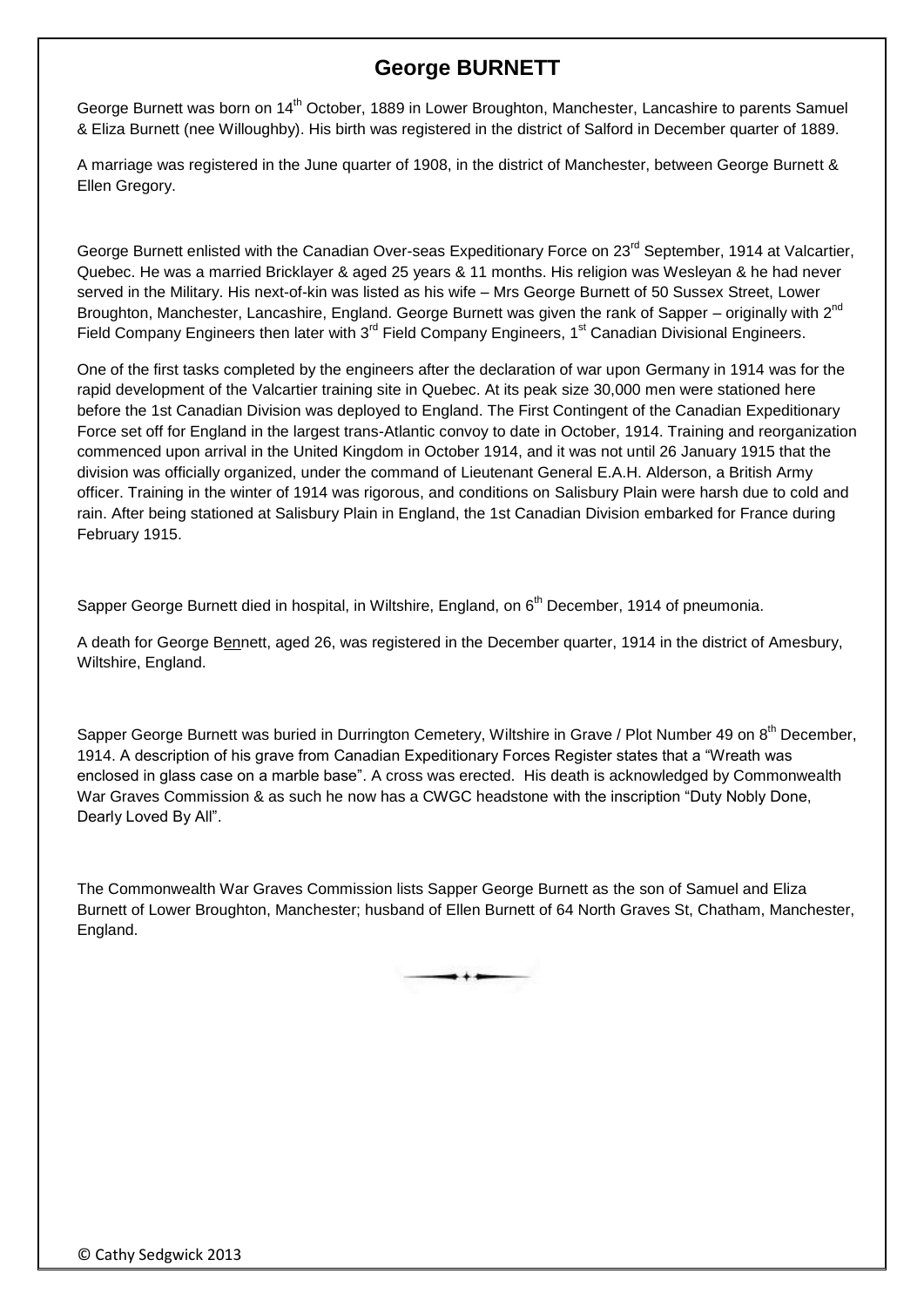# George BURNETT

George Burnett was born on 14th October, 1889 in Lower Broughton, Manchester, Lancashire to parents Samuel & Eliza Burnett (nee Willoughby). His birth was registered in the district of Salford in December quarter of 1889.

A marriage was registered in the June quarter of 1908, in the district of Manchester, between George Burnett & Ellen Gregory.

George Burnett enlisted with the Canadian Over-seas Expeditionary Force on 23rd September, 1914 at Valcartier, Quebec. He was a married Bricklayer & aged 25 years & 11 months. His religion was Wesleyan & he had never served in the Military. His next-of-kin was listed as his wife – Mrs George Burnett of 50 Sussex Street, Lower Broughton, Manchester, Lancashire, England. George Burnett was given the rank of Sapper – originally with 2nd Field Company Engineers then later with 3rd Field Company Engineers, 1st Canadian Divisional Engineers.

One of the first tasks completed by the engineers after the declaration of war upon Germany in 1914 was for the rapid development of the Valcartier training site in Quebec. At its peak size 30,000 men were stationed here before the 1st Canadian Division was deployed to England. The First Contingent of the Canadian Expeditionary Force set off for England in the largest trans-Atlantic convoy to date in October, 1914. Training and reorganization commenced upon arrival in the United Kingdom in October 1914, and it was not until 26 January 1915 that the division was officially organized, under the command of Lieutenant General E.A.H. Alderson, a British Army officer. Training in the winter of 1914 was rigorous, and conditions on Salisbury Plain were harsh due to cold and rain. After being stationed at Salisbury Plain in England, the 1st Canadian Division embarked for France during February 1915.

Sapper George Burnett died in hospital, in Wiltshire, England, on 6th December, 1914 of pneumonia.

A death for George B<u>en</u>nett, aged 26, was registered in the December quarter, 1914 in the district of Amesbury, Wiltshire, England.

Sapper George Burnett was buried in Durrington Cemetery, Wiltshire in Grave / Plot Number 49 on 8th December, 1914. A description of his grave from Canadian Expeditionary Forces Register states that a "Wreath was enclosed in glass case on a marble base". A cross was erected. His death is acknowledged by Commonwealth War Graves Commission & as such he now has a CWGC headstone with the inscription "Duty Nobly Done, Dearly Loved By All".

The Commonwealth War Graves Commission lists Sapper George Burnett as the son of Samuel and Eliza Burnett of Lower Broughton, Manchester; husband of Ellen Burnett of 64 North Graves St, Chatham, Manchester, England.

© Cathy Sedgwick 2013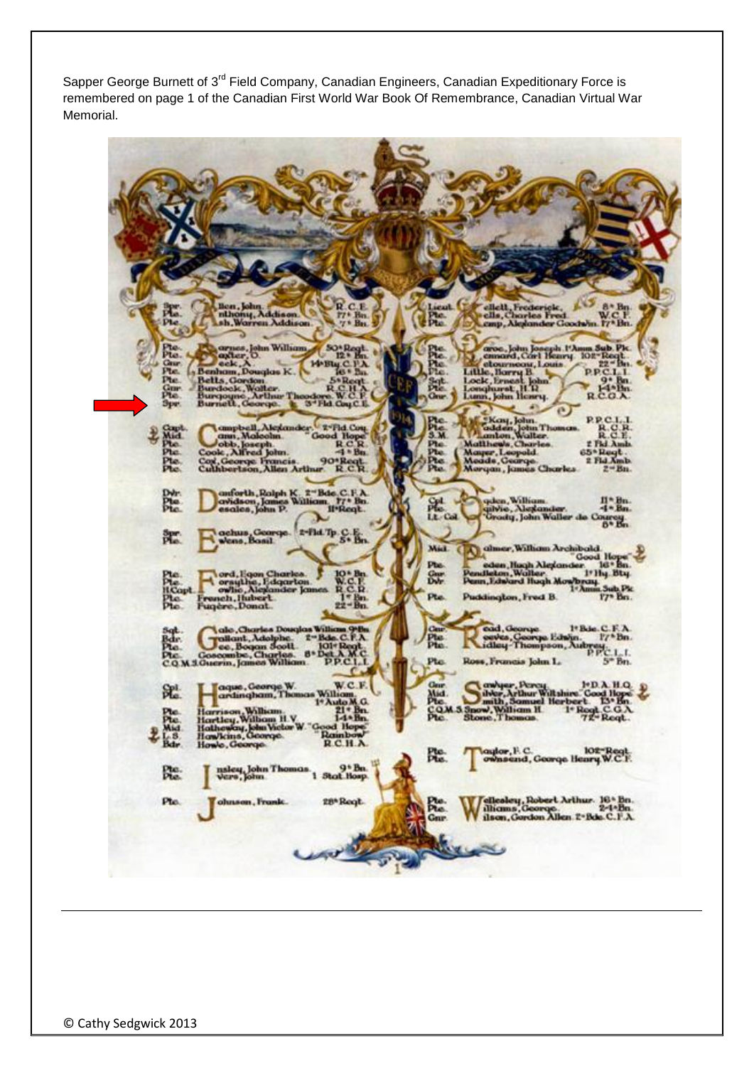Sapper George Burnett of 3rd Field Company, Canadian Engineers, Canadian Expeditionary Force is remembered on page 1 of the Canadian First World War Book Of Remembrance, Canadian Virtual War Memorial.

© Cathy Sedgwick 2013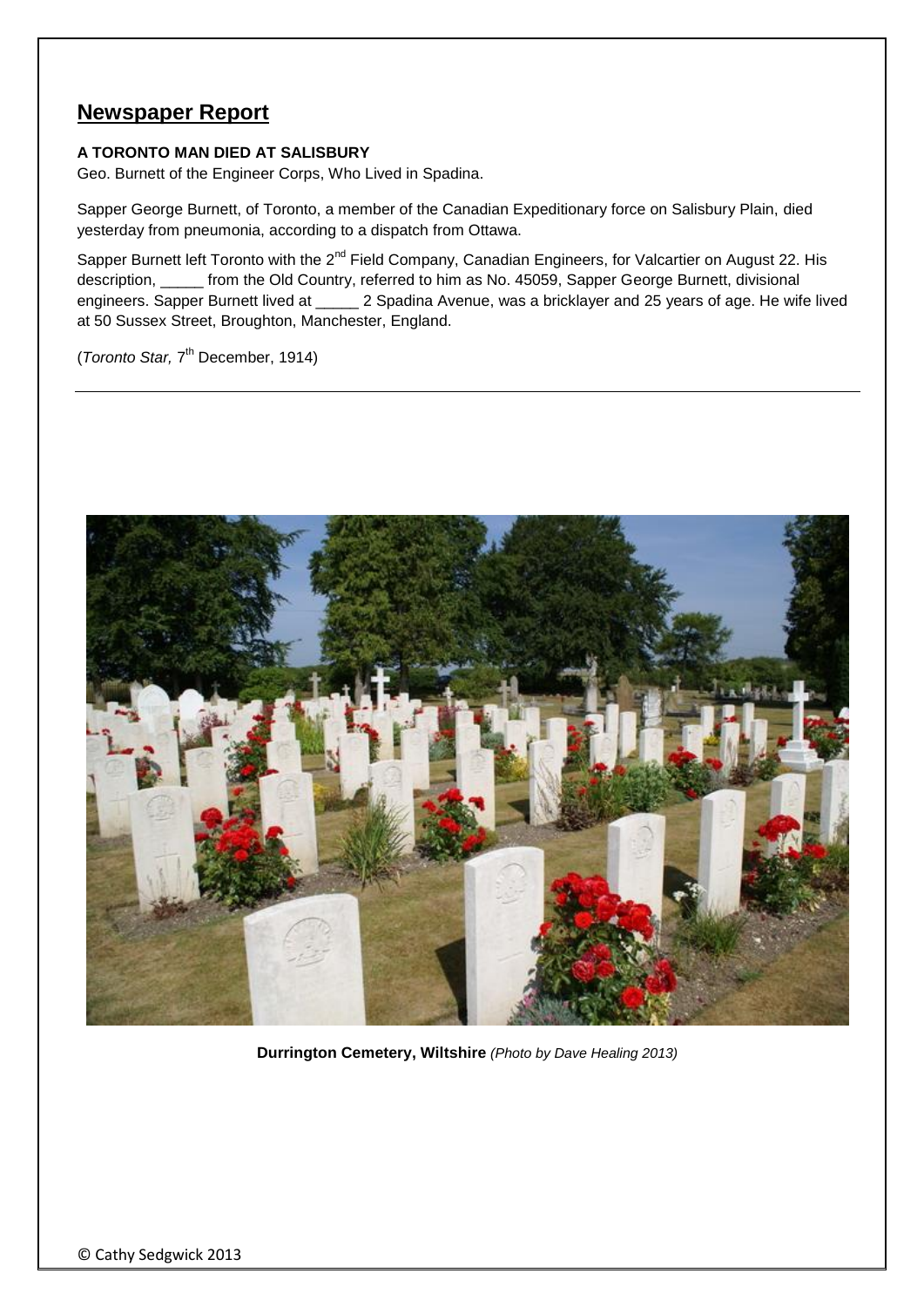## Newspaper Report

**A TORONTO MAN DIED AT SALISBURY**

Geo. Burnett of the Engineer Corps, Who Lived in Spadina.

Sapper George Burnett, of Toronto, a member of the Canadian Expeditionary force on Salisbury Plain, died yesterday from pneumonia, according to a dispatch from Ottawa.

Sapper Burnett left Toronto with the 2nd Field Company, Canadian Engineers, for Valcartier on August 22. His description, _____ from the Old Country, referred to him as No. 45059, Sapper George Burnett, divisional engineers. Sapper Burnett lived at _____ 2 Spadina Avenue, was a bricklayer and 25 years of age. He wife lived at 50 Sussex Street, Broughton, Manchester, England.

(*Toronto Star,* 7th December, 1914)

---

**Durrington Cemetery, Wiltshire** *(Photo by Dave Healing 2013)*

© Cathy Sedgwick 2013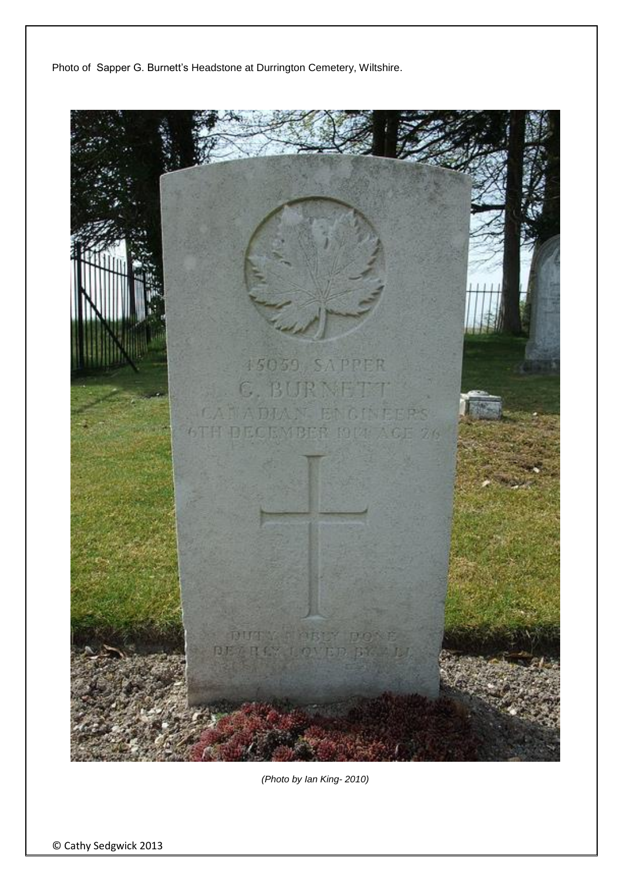Photo of Sapper G. Burnett's Headstone at Durrington Cemetery, Wiltshire.

*(Photo by Ian King- 2010)*

© Cathy Sedgwick 2013